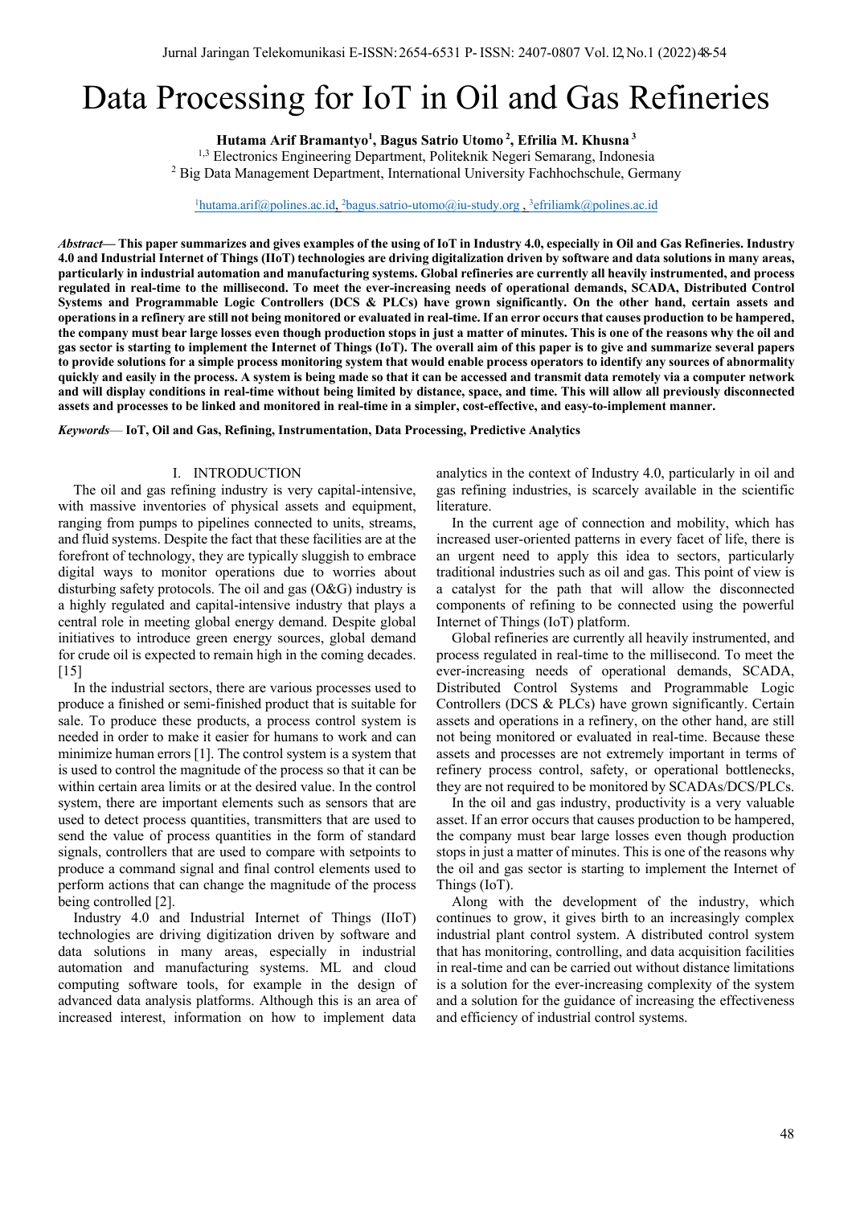# Data Processing for IoT in Oil and Gas Refineries

**Hutama Arif Bramantyo[1], Bagus Satrio Utomo[2], Efrilia M. Khusna[3]**

[1,3] Electronics Engineering Department, Politeknik Negeri Semarang, Indonesia
[2] Big Data Management Department, International University Fachhochschule, Germany

[1]hutama.arif@polines.ac.id, [2]bagus.satrio-utomo@iu-study.org , [3]efriliamk@polines.ac.id

***Abstract*— This paper summarizes and gives examples of the using of IoT in Industry 4.0, especially in Oil and Gas Refineries. Industry 4.0 and Industrial Internet of Things (IIoT) technologies are driving digitalization driven by software and data solutions in many areas, particularly in industrial automation and manufacturing systems. Global refineries are currently all heavily instrumented, and process regulated in real-time to the millisecond. To meet the ever-increasing needs of operational demands, SCADA, Distributed Control Systems and Programmable Logic Controllers (DCS & PLCs) have grown significantly. On the other hand, certain assets and operations in a refinery are still not being monitored or evaluated in real-time. If an error occurs that causes production to be hampered, the company must bear large losses even though production stops in just a matter of minutes. This is one of the reasons why the oil and gas sector is starting to implement the Internet of Things (IoT). The overall aim of this paper is to give and summarize several papers to provide solutions for a simple process monitoring system that would enable process operators to identify any sources of abnormality quickly and easily in the process. A system is being made so that it can be accessed and transmit data remotely via a computer network and will display conditions in real-time without being limited by distance, space, and time. This will allow all previously disconnected assets and processes to be linked and monitored in real-time in a simpler, cost-effective, and easy-to-implement manner.**

***Keywords*— IoT, Oil and Gas, Refining, Instrumentation, Data Processing, Predictive Analytics**

## I. INTRODUCTION

The oil and gas refining industry is very capital-intensive, with massive inventories of physical assets and equipment, ranging from pumps to pipelines connected to units, streams, and fluid systems. Despite the fact that these facilities are at the forefront of technology, they are typically sluggish to embrace digital ways to monitor operations due to worries about disturbing safety protocols. The oil and gas (O&G) industry is a highly regulated and capital-intensive industry that plays a central role in meeting global energy demand. Despite global initiatives to introduce green energy sources, global demand for crude oil is expected to remain high in the coming decades. [15]

In the industrial sectors, there are various processes used to produce a finished or semi-finished product that is suitable for sale. To produce these products, a process control system is needed in order to make it easier for humans to work and can minimize human errors [1]. The control system is a system that is used to control the magnitude of the process so that it can be within certain area limits or at the desired value. In the control system, there are important elements such as sensors that are used to detect process quantities, transmitters that are used to send the value of process quantities in the form of standard signals, controllers that are used to compare with setpoints to produce a command signal and final control elements used to perform actions that can change the magnitude of the process being controlled [2].

Industry 4.0 and Industrial Internet of Things (IIoT) technologies are driving digitization driven by software and data solutions in many areas, especially in industrial automation and manufacturing systems. ML and cloud computing software tools, for example in the design of advanced data analysis platforms. Although this is an area of increased interest, information on how to implement data analytics in the context of Industry 4.0, particularly in oil and gas refining industries, is scarcely available in the scientific literature.

In the current age of connection and mobility, which has increased user-oriented patterns in every facet of life, there is an urgent need to apply this idea to sectors, particularly traditional industries such as oil and gas. This point of view is a catalyst for the path that will allow the disconnected components of refining to be connected using the powerful Internet of Things (IoT) platform.

Global refineries are currently all heavily instrumented, and process regulated in real-time to the millisecond. To meet the ever-increasing needs of operational demands, SCADA, Distributed Control Systems and Programmable Logic Controllers (DCS & PLCs) have grown significantly. Certain assets and operations in a refinery, on the other hand, are still not being monitored or evaluated in real-time. Because these assets and processes are not extremely important in terms of refinery process control, safety, or operational bottlenecks, they are not required to be monitored by SCADAs/DCS/PLCs.

In the oil and gas industry, productivity is a very valuable asset. If an error occurs that causes production to be hampered, the company must bear large losses even though production stops in just a matter of minutes. This is one of the reasons why the oil and gas sector is starting to implement the Internet of Things (IoT).

Along with the development of the industry, which continues to grow, it gives birth to an increasingly complex industrial plant control system. A distributed control system that has monitoring, controlling, and data acquisition facilities in real-time and can be carried out without distance limitations is a solution for the ever-increasing complexity of the system and a solution for the guidance of increasing the effectiveness and efficiency of industrial control systems.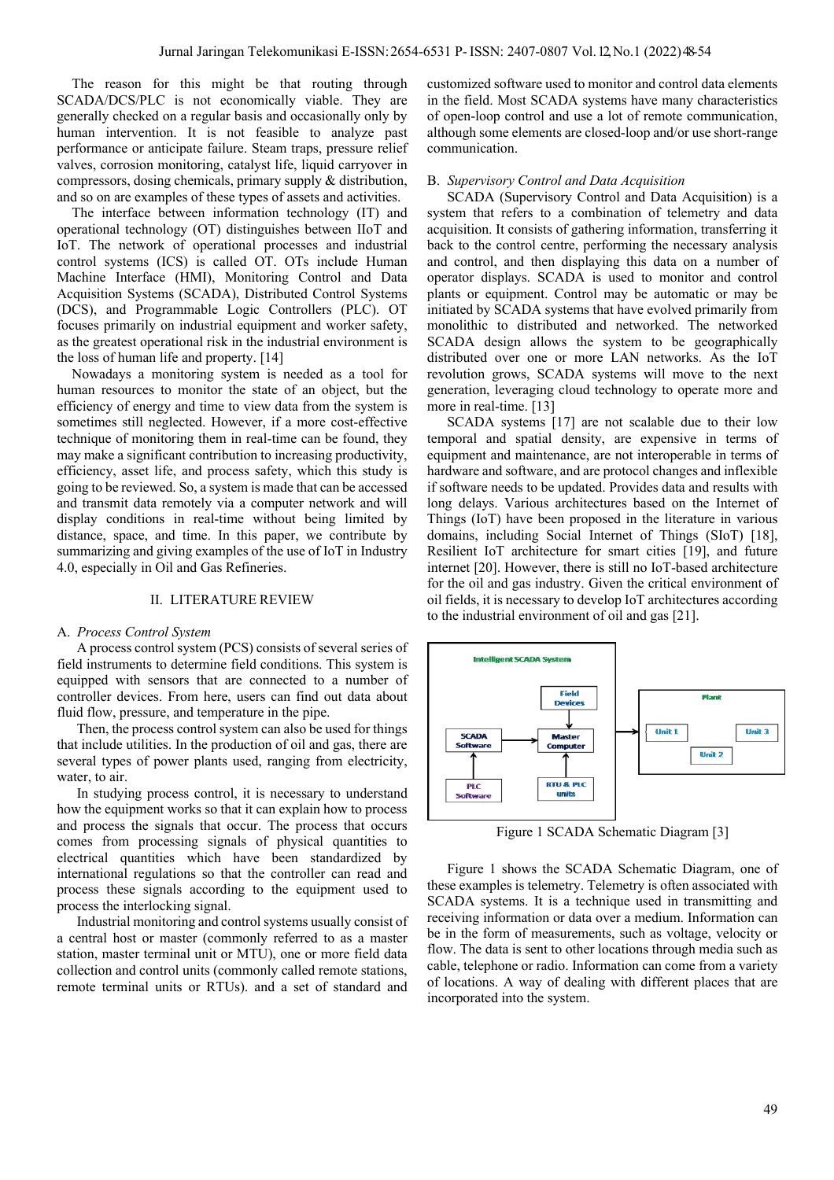The reason for this might be that routing through SCADA/DCS/PLC is not economically viable. They are generally checked on a regular basis and occasionally only by human intervention. It is not feasible to analyze past performance or anticipate failure. Steam traps, pressure relief valves, corrosion monitoring, catalyst life, liquid carryover in compressors, dosing chemicals, primary supply & distribution, and so on are examples of these types of assets and activities.

The interface between information technology (IT) and operational technology (OT) distinguishes between IIoT and IoT. The network of operational processes and industrial control systems (ICS) is called OT. OTs include Human Machine Interface (HMI), Monitoring Control and Data Acquisition Systems (SCADA), Distributed Control Systems (DCS), and Programmable Logic Controllers (PLC). OT focuses primarily on industrial equipment and worker safety, as the greatest operational risk in the industrial environment is the loss of human life and property. [14]

Nowadays a monitoring system is needed as a tool for human resources to monitor the state of an object, but the efficiency of energy and time to view data from the system is sometimes still neglected. However, if a more cost-effective technique of monitoring them in real-time can be found, they may make a significant contribution to increasing productivity, efficiency, asset life, and process safety, which this study is going to be reviewed. So, a system is made that can be accessed and transmit data remotely via a computer network and will display conditions in real-time without being limited by distance, space, and time. In this paper, we contribute by summarizing and giving examples of the use of IoT in Industry 4.0, especially in Oil and Gas Refineries.

## II. LITERATURE REVIEW

### A. *Process Control System*

A process control system (PCS) consists of several series of field instruments to determine field conditions. This system is equipped with sensors that are connected to a number of controller devices. From here, users can find out data about fluid flow, pressure, and temperature in the pipe.

Then, the process control system can also be used for things that include utilities. In the production of oil and gas, there are several types of power plants used, ranging from electricity, water, to air.

In studying process control, it is necessary to understand how the equipment works so that it can explain how to process and process the signals that occur. The process that occurs comes from processing signals of physical quantities to electrical quantities which have been standardized by international regulations so that the controller can read and process these signals according to the equipment used to process the interlocking signal.

Industrial monitoring and control systems usually consist of a central host or master (commonly referred to as a master station, master terminal unit or MTU), one or more field data collection and control units (commonly called remote stations, remote terminal units or RTUs). and a set of standard and customized software used to monitor and control data elements in the field. Most SCADA systems have many characteristics of open-loop control and use a lot of remote communication, although some elements are closed-loop and/or use short-range communication.

### B. *Supervisory Control and Data Acquisition*

SCADA (Supervisory Control and Data Acquisition) is a system that refers to a combination of telemetry and data acquisition. It consists of gathering information, transferring it back to the control centre, performing the necessary analysis and control, and then displaying this data on a number of operator displays. SCADA is used to monitor and control plants or equipment. Control may be automatic or may be initiated by SCADA systems that have evolved primarily from monolithic to distributed and networked. The networked SCADA design allows the system to be geographically distributed over one or more LAN networks. As the IoT revolution grows, SCADA systems will move to the next generation, leveraging cloud technology to operate more and more in real-time. [13]

SCADA systems [17] are not scalable due to their low temporal and spatial density, are expensive in terms of equipment and maintenance, are not interoperable in terms of hardware and software, and are protocol changes and inflexible if software needs to be updated. Provides data and results with long delays. Various architectures based on the Internet of Things (IoT) have been proposed in the literature in various domains, including Social Internet of Things (SIoT) [18], Resilient IoT architecture for smart cities [19], and future internet [20]. However, there is still no IoT-based architecture for the oil and gas industry. Given the critical environment of oil fields, it is necessary to develop IoT architectures according to the industrial environment of oil and gas [21].

Figure 1 SCADA Schematic Diagram [3]

Figure 1 shows the SCADA Schematic Diagram, one of these examples is telemetry. Telemetry is often associated with SCADA systems. It is a technique used in transmitting and receiving information or data over a medium. Information can be in the form of measurements, such as voltage, velocity or flow. The data is sent to other locations through media such as cable, telephone or radio. Information can come from a variety of locations. A way of dealing with different places that are incorporated into the system.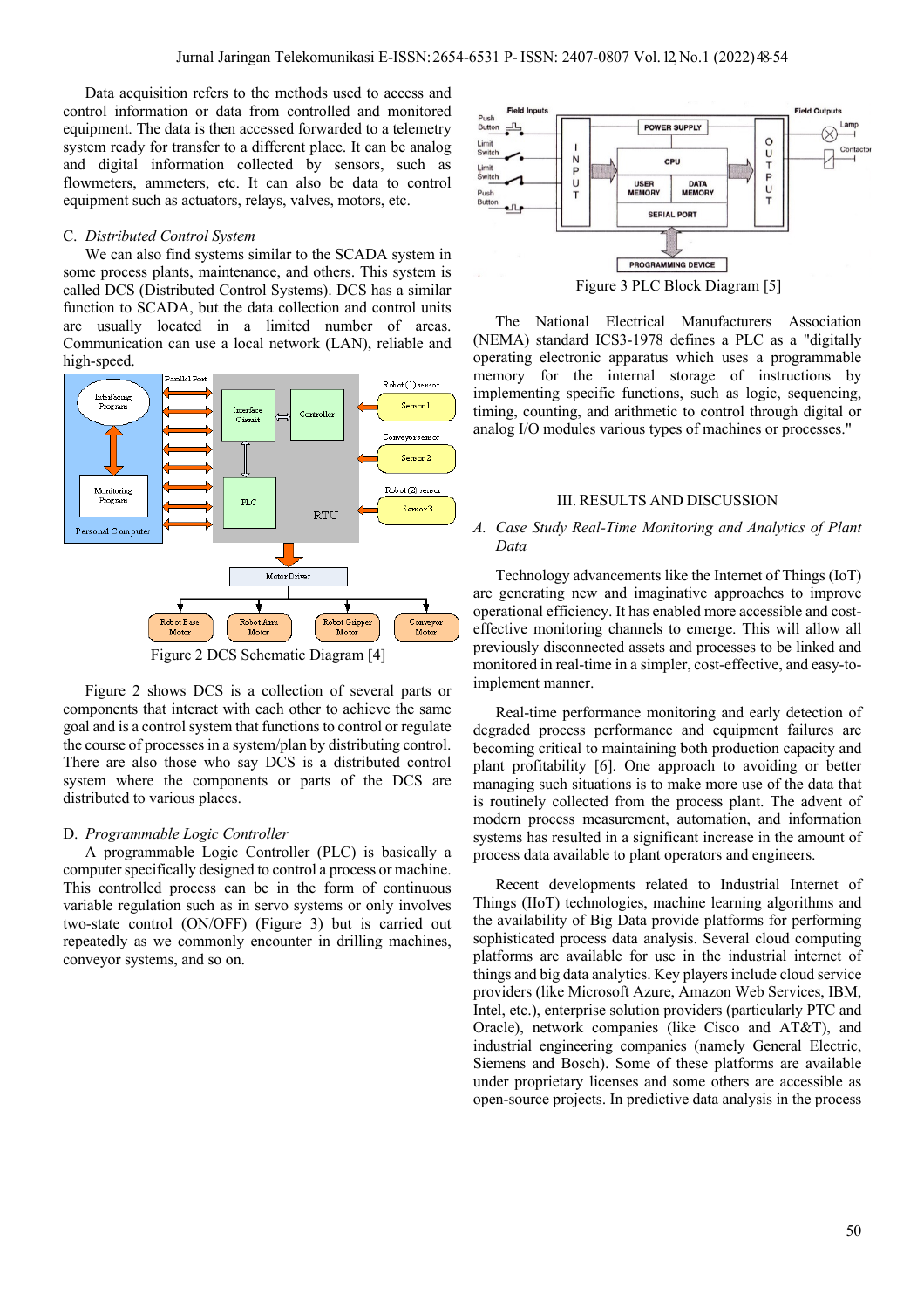Data acquisition refers to the methods used to access and control information or data from controlled and monitored equipment. The data is then accessed forwarded to a telemetry system ready for transfer to a different place. It can be analog and digital information collected by sensors, such as flowmeters, ammeters, etc. It can also be data to control equipment such as actuators, relays, valves, motors, etc.

### C. *Distributed Control System*

We can also find systems similar to the SCADA system in some process plants, maintenance, and others. This system is called DCS (Distributed Control Systems). DCS has a similar function to SCADA, but the data collection and control units are usually located in a limited number of areas. Communication can use a local network (LAN), reliable and high-speed.

Figure 2 DCS Schematic Diagram [4]

Figure 2 shows DCS is a collection of several parts or components that interact with each other to achieve the same goal and is a control system that functions to control or regulate the course of processes in a system/plan by distributing control. There are also those who say DCS is a distributed control system where the components or parts of the DCS are distributed to various places.

### D. *Programmable Logic Controller*

A programmable Logic Controller (PLC) is basically a computer specifically designed to control a process or machine. This controlled process can be in the form of continuous variable regulation such as in servo systems or only involves two-state control (ON/OFF) (Figure 3) but is carried out repeatedly as we commonly encounter in drilling machines, conveyor systems, and so on.

Figure 3 PLC Block Diagram [5]

The National Electrical Manufacturers Association (NEMA) standard ICS3-1978 defines a PLC as a "digitally operating electronic apparatus which uses a programmable memory for the internal storage of instructions by implementing specific functions, such as logic, sequencing, timing, counting, and arithmetic to control through digital or analog I/O modules various types of machines or processes."

## III. RESULTS AND DISCUSSION

### A. *Case Study Real-Time Monitoring and Analytics of Plant Data*

Technology advancements like the Internet of Things (IoT) are generating new and imaginative approaches to improve operational efficiency. It has enabled more accessible and cost-effective monitoring channels to emerge. This will allow all previously disconnected assets and processes to be linked and monitored in real-time in a simpler, cost-effective, and easy-to-implement manner.

Real-time performance monitoring and early detection of degraded process performance and equipment failures are becoming critical to maintaining both production capacity and plant profitability [6]. One approach to avoiding or better managing such situations is to make more use of the data that is routinely collected from the process plant. The advent of modern process measurement, automation, and information systems has resulted in a significant increase in the amount of process data available to plant operators and engineers.

Recent developments related to Industrial Internet of Things (IIoT) technologies, machine learning algorithms and the availability of Big Data provide platforms for performing sophisticated process data analysis. Several cloud computing platforms are available for use in the industrial internet of things and big data analytics. Key players include cloud service providers (like Microsoft Azure, Amazon Web Services, IBM, Intel, etc.), enterprise solution providers (particularly PTC and Oracle), network companies (like Cisco and AT&T), and industrial engineering companies (namely General Electric, Siemens and Bosch). Some of these platforms are available under proprietary licenses and some others are accessible as open-source projects. In predictive data analysis in the process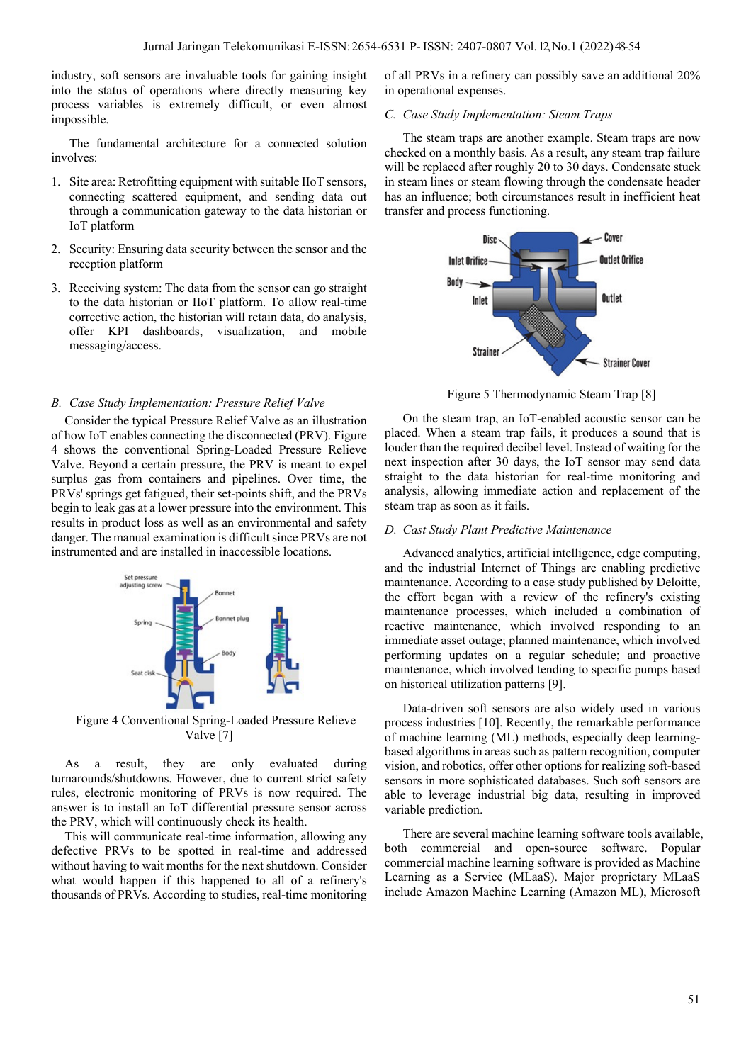industry, soft sensors are invaluable tools for gaining insight into the status of operations where directly measuring key process variables is extremely difficult, or even almost impossible.

The fundamental architecture for a connected solution involves:

1. Site area: Retrofitting equipment with suitable IIoT sensors, connecting scattered equipment, and sending data out through a communication gateway to the data historian or IoT platform
2. Security: Ensuring data security between the sensor and the reception platform
3. Receiving system: The data from the sensor can go straight to the data historian or IIoT platform. To allow real-time corrective action, the historian will retain data, do analysis, offer KPI dashboards, visualization, and mobile messaging/access.

### B. Case Study Implementation: Pressure Relief Valve

Consider the typical Pressure Relief Valve as an illustration of how IoT enables connecting the disconnected (PRV). Figure 4 shows the conventional Spring-Loaded Pressure Relieve Valve. Beyond a certain pressure, the PRV is meant to expel surplus gas from containers and pipelines. Over time, the PRVs' springs get fatigued, their set-points shift, and the PRVs begin to leak gas at a lower pressure into the environment. This results in product loss as well as an environmental and safety danger. The manual examination is difficult since PRVs are not instrumented and are installed in inaccessible locations.

Figure 4 Conventional Spring-Loaded Pressure Relieve Valve [7]

As a result, they are only evaluated during turnarounds/shutdowns. However, due to current strict safety rules, electronic monitoring of PRVs is now required. The answer is to install an IoT differential pressure sensor across the PRV, which will continuously check its health.

This will communicate real-time information, allowing any defective PRVs to be spotted in real-time and addressed without having to wait months for the next shutdown. Consider what would happen if this happened to all of a refinery's thousands of PRVs. According to studies, real-time monitoring of all PRVs in a refinery can possibly save an additional 20% in operational expenses.

### C. Case Study Implementation: Steam Traps

The steam traps are another example. Steam traps are now checked on a monthly basis. As a result, any steam trap failure will be replaced after roughly 20 to 30 days. Condensate stuck in steam lines or steam flowing through the condensate header has an influence; both circumstances result in inefficient heat transfer and process functioning.

Figure 5 Thermodynamic Steam Trap [8]

On the steam trap, an IoT-enabled acoustic sensor can be placed. When a steam trap fails, it produces a sound that is louder than the required decibel level. Instead of waiting for the next inspection after 30 days, the IoT sensor may send data straight to the data historian for real-time monitoring and analysis, allowing immediate action and replacement of the steam trap as soon as it fails.

### D. Cast Study Plant Predictive Maintenance

Advanced analytics, artificial intelligence, edge computing, and the industrial Internet of Things are enabling predictive maintenance. According to a case study published by Deloitte, the effort began with a review of the refinery's existing maintenance processes, which included a combination of reactive maintenance, which involved responding to an immediate asset outage; planned maintenance, which involved performing updates on a regular schedule; and proactive maintenance, which involved tending to specific pumps based on historical utilization patterns [9].

Data-driven soft sensors are also widely used in various process industries [10]. Recently, the remarkable performance of machine learning (ML) methods, especially deep learning-based algorithms in areas such as pattern recognition, computer vision, and robotics, offer other options for realizing soft-based sensors in more sophisticated databases. Such soft sensors are able to leverage industrial big data, resulting in improved variable prediction.

There are several machine learning software tools available, both commercial and open-source software. Popular commercial machine learning software is provided as Machine Learning as a Service (MLaaS). Major proprietary MLaaS include Amazon Machine Learning (Amazon ML), Microsoft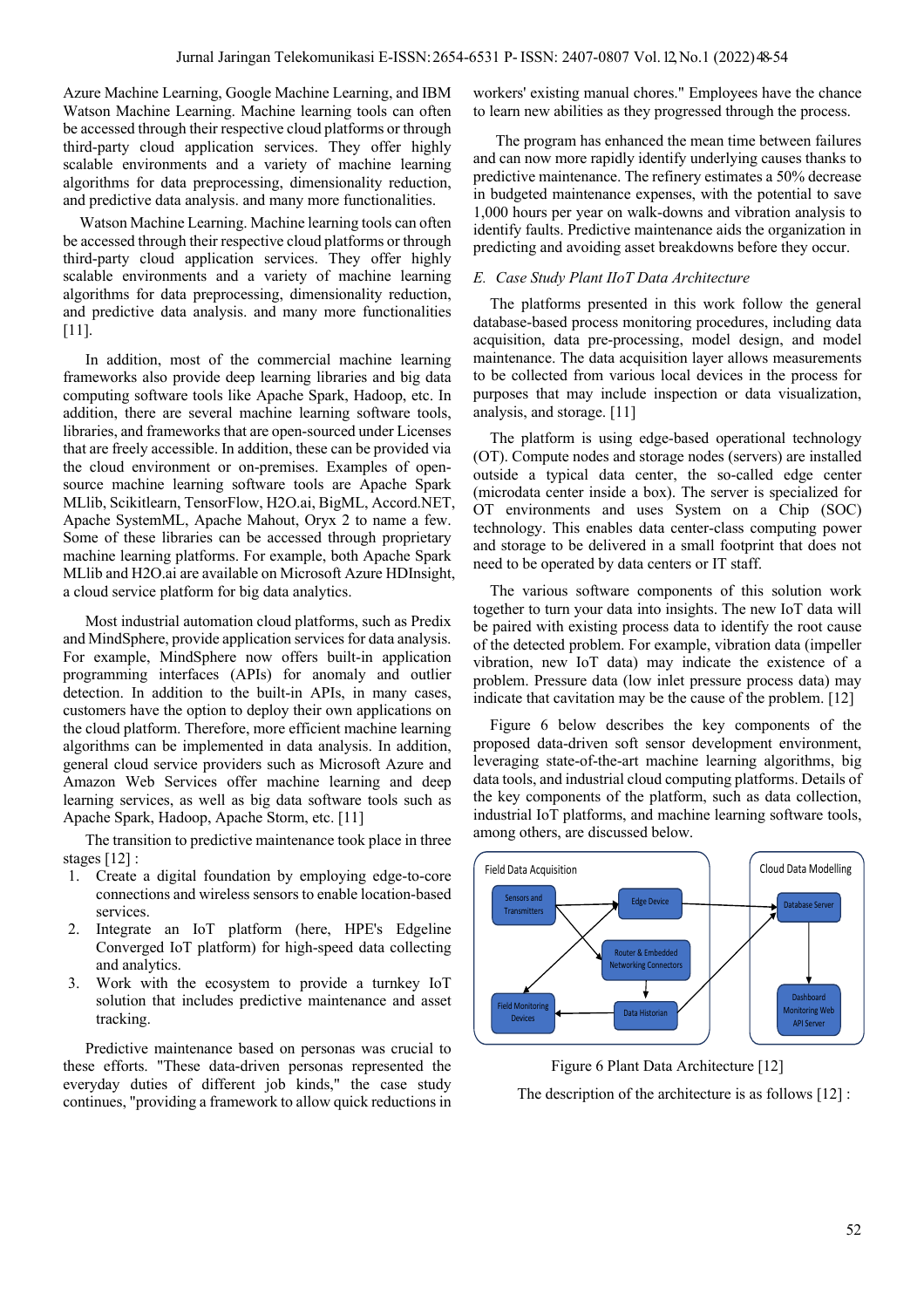Azure Machine Learning, Google Machine Learning, and IBM Watson Machine Learning. Machine learning tools can often be accessed through their respective cloud platforms or through third-party cloud application services. They offer highly scalable environments and a variety of machine learning algorithms for data preprocessing, dimensionality reduction, and predictive data analysis. and many more functionalities.

Watson Machine Learning. Machine learning tools can often be accessed through their respective cloud platforms or through third-party cloud application services. They offer highly scalable environments and a variety of machine learning algorithms for data preprocessing, dimensionality reduction, and predictive data analysis. and many more functionalities [11].

In addition, most of the commercial machine learning frameworks also provide deep learning libraries and big data computing software tools like Apache Spark, Hadoop, etc. In addition, there are several machine learning software tools, libraries, and frameworks that are open-sourced under Licenses that are freely accessible. In addition, these can be provided via the cloud environment or on-premises. Examples of open-source machine learning software tools are Apache Spark MLlib, Scikitlearn, TensorFlow, H2O.ai, BigML, Accord.NET, Apache SystemML, Apache Mahout, Oryx 2 to name a few. Some of these libraries can be accessed through proprietary machine learning platforms. For example, both Apache Spark MLlib and H2O.ai are available on Microsoft Azure HDInsight, a cloud service platform for big data analytics.

Most industrial automation cloud platforms, such as Predix and MindSphere, provide application services for data analysis. For example, MindSphere now offers built-in application programming interfaces (APIs) for anomaly and outlier detection. In addition to the built-in APIs, in many cases, customers have the option to deploy their own applications on the cloud platform. Therefore, more efficient machine learning algorithms can be implemented in data analysis. In addition, general cloud service providers such as Microsoft Azure and Amazon Web Services offer machine learning and deep learning services, as well as big data software tools such as Apache Spark, Hadoop, Apache Storm, etc. [11]

The transition to predictive maintenance took place in three stages [12] :

1. Create a digital foundation by employing edge-to-core connections and wireless sensors to enable location-based services.
2. Integrate an IoT platform (here, HPE's Edgeline Converged IoT platform) for high-speed data collecting and analytics.
3. Work with the ecosystem to provide a turnkey IoT solution that includes predictive maintenance and asset tracking.

Predictive maintenance based on personas was crucial to these efforts. "These data-driven personas represented the everyday duties of different job kinds," the case study continues, "providing a framework to allow quick reductions in workers' existing manual chores." Employees have the chance to learn new abilities as they progressed through the process.

The program has enhanced the mean time between failures and can now more rapidly identify underlying causes thanks to predictive maintenance. The refinery estimates a 50% decrease in budgeted maintenance expenses, with the potential to save 1,000 hours per year on walk-downs and vibration analysis to identify faults. Predictive maintenance aids the organization in predicting and avoiding asset breakdowns before they occur.

### *E. Case Study Plant IIoT Data Architecture*

The platforms presented in this work follow the general database-based process monitoring procedures, including data acquisition, data pre-processing, model design, and model maintenance. The data acquisition layer allows measurements to be collected from various local devices in the process for purposes that may include inspection or data visualization, analysis, and storage. [11]

The platform is using edge-based operational technology (OT). Compute nodes and storage nodes (servers) are installed outside a typical data center, the so-called edge center (microdata center inside a box). The server is specialized for OT environments and uses System on a Chip (SOC) technology. This enables data center-class computing power and storage to be delivered in a small footprint that does not need to be operated by data centers or IT staff.

The various software components of this solution work together to turn your data into insights. The new IoT data will be paired with existing process data to identify the root cause of the detected problem. For example, vibration data (impeller vibration, new IoT data) may indicate the existence of a problem. Pressure data (low inlet pressure process data) may indicate that cavitation may be the cause of the problem. [12]

Figure 6 below describes the key components of the proposed data-driven soft sensor development environment, leveraging state-of-the-art machine learning algorithms, big data tools, and industrial cloud computing platforms. Details of the key components of the platform, such as data collection, industrial IoT platforms, and machine learning software tools, among others, are discussed below.

Field Data Acquisition: Sensors and Transmitters; Edge Device; Router & Embedded Networking Connectors; Field Monitoring Devices; Data Historian. Cloud Data Modelling: Database Server; Dashboard Monitoring Web API Server.

Figure 6 Plant Data Architecture [12]

The description of the architecture is as follows [12] :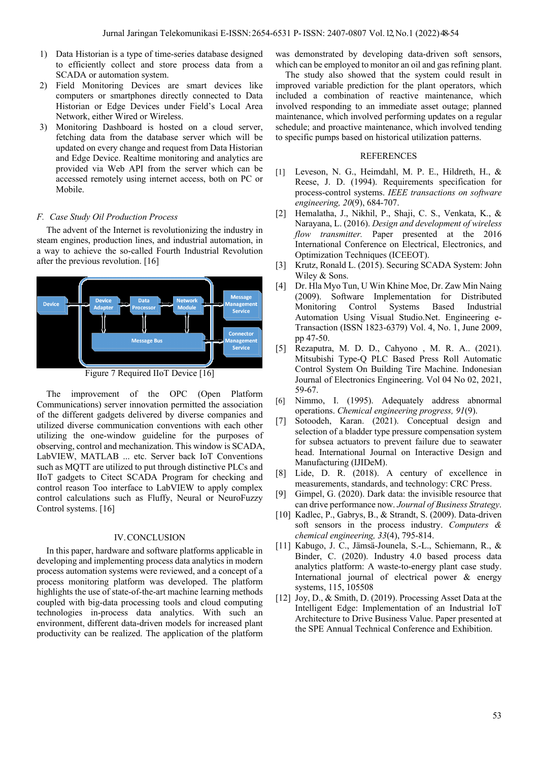1) Data Historian is a type of time-series database designed to efficiently collect and store process data from a SCADA or automation system.
2) Field Monitoring Devices are smart devices like computers or smartphones directly connected to Data Historian or Edge Devices under Field's Local Area Network, either Wired or Wireless.
3) Monitoring Dashboard is hosted on a cloud server, fetching data from the database server which will be updated on every change and request from Data Historian and Edge Device. Realtime monitoring and analytics are provided via Web API from the server which can be accessed remotely using internet access, both on PC or Mobile.

### *F. Case Study Oil Production Process*

The advent of the Internet is revolutionizing the industry in steam engines, production lines, and industrial automation, in a way to achieve the so-called Fourth Industrial Revolution after the previous revolution. [16]

Figure 7 Required IIoT Device [16]

The improvement of the OPC (Open Platform Communications) server innovation permitted the association of the different gadgets delivered by diverse companies and utilized diverse communication conventions with each other utilizing the one-window guideline for the purposes of observing, control and mechanization. This window is SCADA, LabVIEW, MATLAB ... etc. Server back IoT Conventions such as MQTT are utilized to put through distinctive PLCs and IIoT gadgets to Citect SCADA Program for checking and control reason Too interface to LabVIEW to apply complex control calculations such as Fluffy, Neural or NeuroFuzzy Control systems. [16]

## IV. CONCLUSION

In this paper, hardware and software platforms applicable in developing and implementing process data analytics in modern process automation systems were reviewed, and a concept of a process monitoring platform was developed. The platform highlights the use of state-of-the-art machine learning methods coupled with big-data processing tools and cloud computing technologies in-process data analytics. With such an environment, different data-driven models for increased plant productivity can be realized. The application of the platform was demonstrated by developing data-driven soft sensors, which can be employed to monitor an oil and gas refining plant.

The study also showed that the system could result in improved variable prediction for the plant operators, which included a combination of reactive maintenance, which involved responding to an immediate asset outage; planned maintenance, which involved performing updates on a regular schedule; and proactive maintenance, which involved tending to specific pumps based on historical utilization patterns.

## REFERENCES

[1] Leveson, N. G., Heimdahl, M. P. E., Hildreth, H., & Reese, J. D. (1994). Requirements specification for process-control systems. *IEEE transactions on software engineering, 20*(9), 684-707.

[2] Hemalatha, J., Nikhil, P., Shaji, C. S., Venkata, K., & Narayana, L. (2016). *Design and development of wireless flow transmitter.* Paper presented at the 2016 International Conference on Electrical, Electronics, and Optimization Techniques (ICEEOT).

[3] Krutz, Ronald L. (2015). Securing SCADA System: John Wiley & Sons.

[4] Dr. Hla Myo Tun, U Win Khine Moe, Dr. Zaw Min Naing (2009). Software Implementation for Distributed Monitoring Control Systems Based Industrial Automation Using Visual Studio.Net. Engineering e-Transaction (ISSN 1823-6379) Vol. 4, No. 1, June 2009, pp 47-50.

[5] Rezaputra, M. D. D., Cahyono , M. R. A.. (2021). Mitsubishi Type-Q PLC Based Press Roll Automatic Control System On Building Tire Machine. Indonesian Journal of Electronics Engineering. Vol 04 No 02, 2021, 59-67.

[6] Nimmo, I. (1995). Adequately address abnormal operations. *Chemical engineering progress, 91*(9).

[7] Sotoodeh, Karan. (2021). Conceptual design and selection of a bladder type pressure compensation system for subsea actuators to prevent failure due to seawater head. International Journal on Interactive Design and Manufacturing (IJIDeM).

[8] Lide, D. R. (2018). A century of excellence in measurements, standards, and technology: CRC Press.

[9] Gimpel, G. (2020). Dark data: the invisible resource that can drive performance now. *Journal of Business Strategy*.

[10] Kadlec, P., Gabrys, B., & Strandt, S. (2009). Data-driven soft sensors in the process industry. *Computers & chemical engineering, 33*(4), 795-814.

[11] Kabugo, J. C., Jämsä-Jounela, S.-L., Schiemann, R., & Binder, C. (2020). Industry 4.0 based process data analytics platform: A waste-to-energy plant case study. International journal of electrical power & energy systems, 115, 105508

[12] Joy, D., & Smith, D. (2019). Processing Asset Data at the Intelligent Edge: Implementation of an Industrial IoT Architecture to Drive Business Value. Paper presented at the SPE Annual Technical Conference and Exhibition.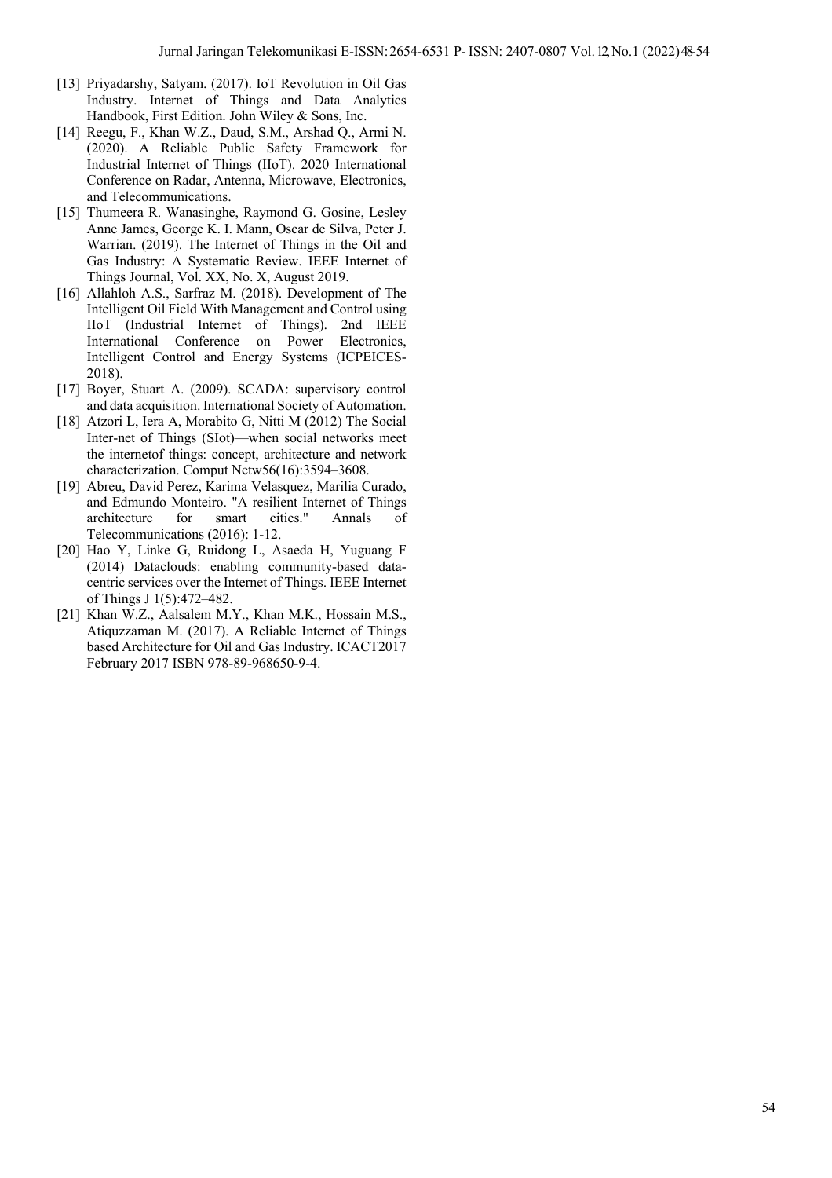[13] Priyadarshy, Satyam. (2017). IoT Revolution in Oil Gas Industry. Internet of Things and Data Analytics Handbook, First Edition. John Wiley & Sons, Inc.

[14] Reegu, F., Khan W.Z., Daud, S.M., Arshad Q., Armi N. (2020). A Reliable Public Safety Framework for Industrial Internet of Things (IIoT). 2020 International Conference on Radar, Antenna, Microwave, Electronics, and Telecommunications.

[15] Thumeera R. Wanasinghe, Raymond G. Gosine, Lesley Anne James, George K. I. Mann, Oscar de Silva, Peter J. Warrian. (2019). The Internet of Things in the Oil and Gas Industry: A Systematic Review. IEEE Internet of Things Journal, Vol. XX, No. X, August 2019.

[16] Allahloh A.S., Sarfraz M. (2018). Development of The Intelligent Oil Field With Management and Control using IIoT (Industrial Internet of Things). 2nd IEEE International Conference on Power Electronics, Intelligent Control and Energy Systems (ICPEICES-2018).

[17] Boyer, Stuart A. (2009). SCADA: supervisory control and data acquisition. International Society of Automation.

[18] Atzori L, Iera A, Morabito G, Nitti M (2012) The Social Inter-net of Things (SIot)—when social networks meet the internetof things: concept, architecture and network characterization. Comput Netw56(16):3594–3608.

[19] Abreu, David Perez, Karima Velasquez, Marilia Curado, and Edmundo Monteiro. "A resilient Internet of Things architecture for smart cities." Annals of Telecommunications (2016): 1-12.

[20] Hao Y, Linke G, Ruidong L, Asaeda H, Yuguang F (2014) Dataclouds: enabling community-based data-centric services over the Internet of Things. IEEE Internet of Things J 1(5):472–482.

[21] Khan W.Z., Aalsalem M.Y., Khan M.K., Hossain M.S., Atiquzzaman M. (2017). A Reliable Internet of Things based Architecture for Oil and Gas Industry. ICACT2017 February 2017 ISBN 978-89-968650-9-4.